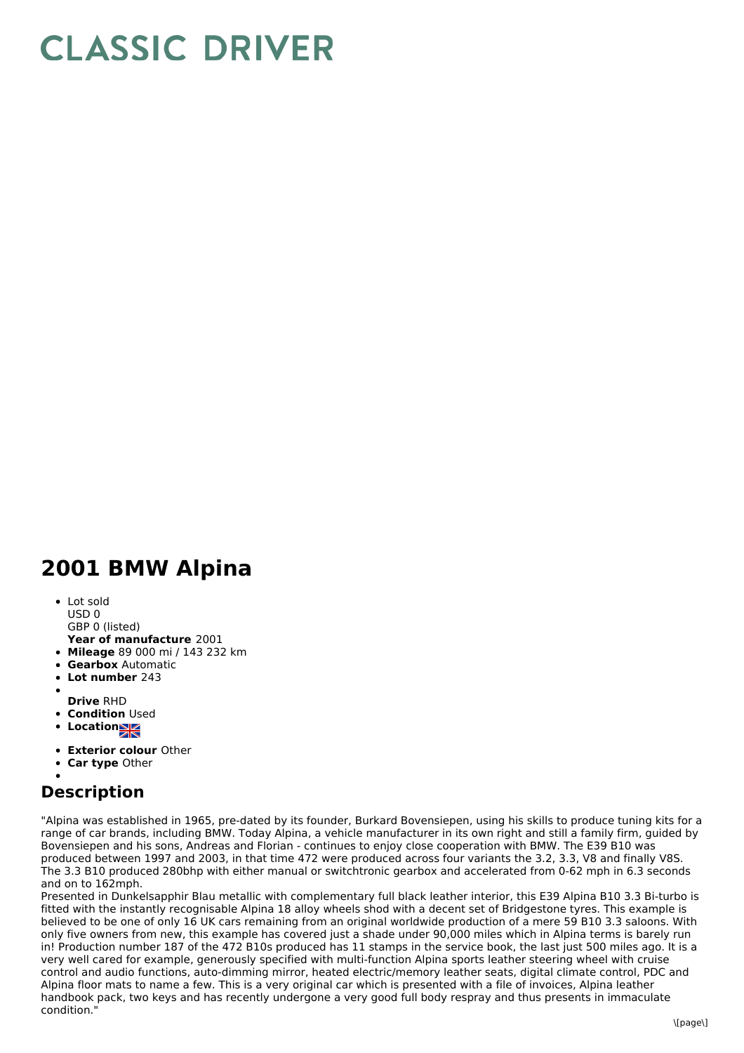# CLASSIC DRIVER

## 2001 BMW Alpina

- Lot sold  
  USD 0  
  GBP 0 (listed)  
  **Year of manufacture** 2001
- **Mileage** 89 000 mi / 143 232 km
- **Gearbox** Automatic
- **Lot number** 243
- **Drive** RHD
- **Condition** Used
- **Location**
- **Exterior colour** Other
- **Car type** Other

## Description

"Alpina was established in 1965, pre-dated by its founder, Burkard Bovensiepen, using his skills to produce tuning kits for a range of car brands, including BMW. Today Alpina, a vehicle manufacturer in its own right and still a family firm, guided by Bovensiepen and his sons, Andreas and Florian - continues to enjoy close cooperation with BMW. The E39 B10 was produced between 1997 and 2003, in that time 472 were produced across four variants the 3.2, 3.3, V8 and finally V8S. The 3.3 B10 produced 280bhp with either manual or switchtronic gearbox and accelerated from 0-62 mph in 6.3 seconds and on to 162mph.
Presented in Dunkelsapphir Blau metallic with complementary full black leather interior, this E39 Alpina B10 3.3 Bi-turbo is fitted with the instantly recognisable Alpina 18 alloy wheels shod with a decent set of Bridgestone tyres. This example is believed to be one of only 16 UK cars remaining from an original worldwide production of a mere 59 B10 3.3 saloons. With only five owners from new, this example has covered just a shade under 90,000 miles which in Alpina terms is barely run in! Production number 187 of the 472 B10s produced has 11 stamps in the service book, the last just 500 miles ago. It is a very well cared for example, generously specified with multi-function Alpina sports leather steering wheel with cruise control and audio functions, auto-dimming mirror, heated electric/memory leather seats, digital climate control, PDC and Alpina floor mats to name a few. This is a very original car which is presented with a file of invoices, Alpina leather handbook pack, two keys and has recently undergone a very good full body respray and thus presents in immaculate condition."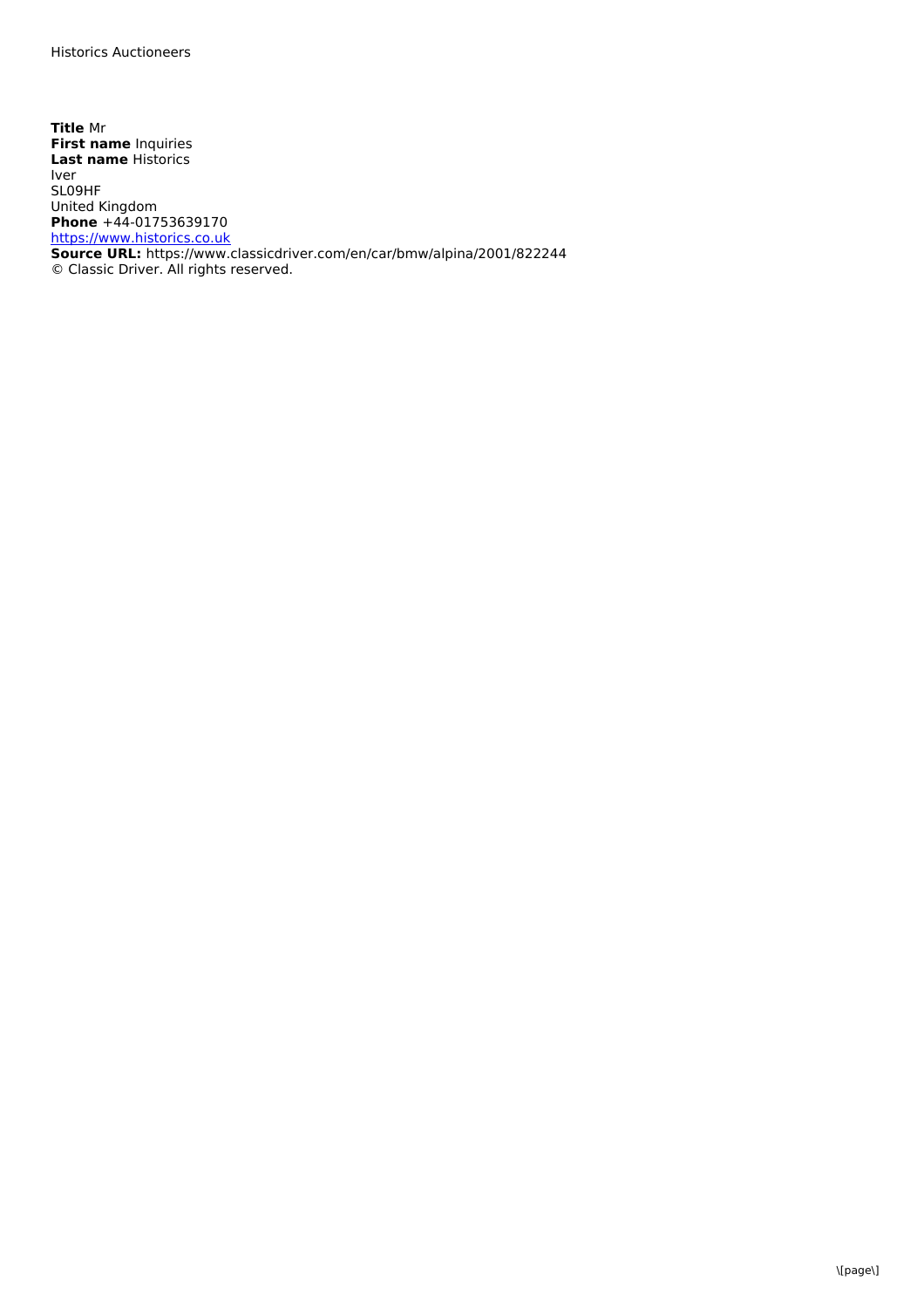Historics Auctioneers

**Title** Mr
**First name** Inquiries
**Last name** Historics
Iver
SL09HF
United Kingdom
**Phone** +44-01753639170
[https://www.historics.co.uk](https://www.historics.co.uk)
**Source URL:** https://www.classicdriver.com/en/car/bmw/alpina/2001/822244
© Classic Driver. All rights reserved.